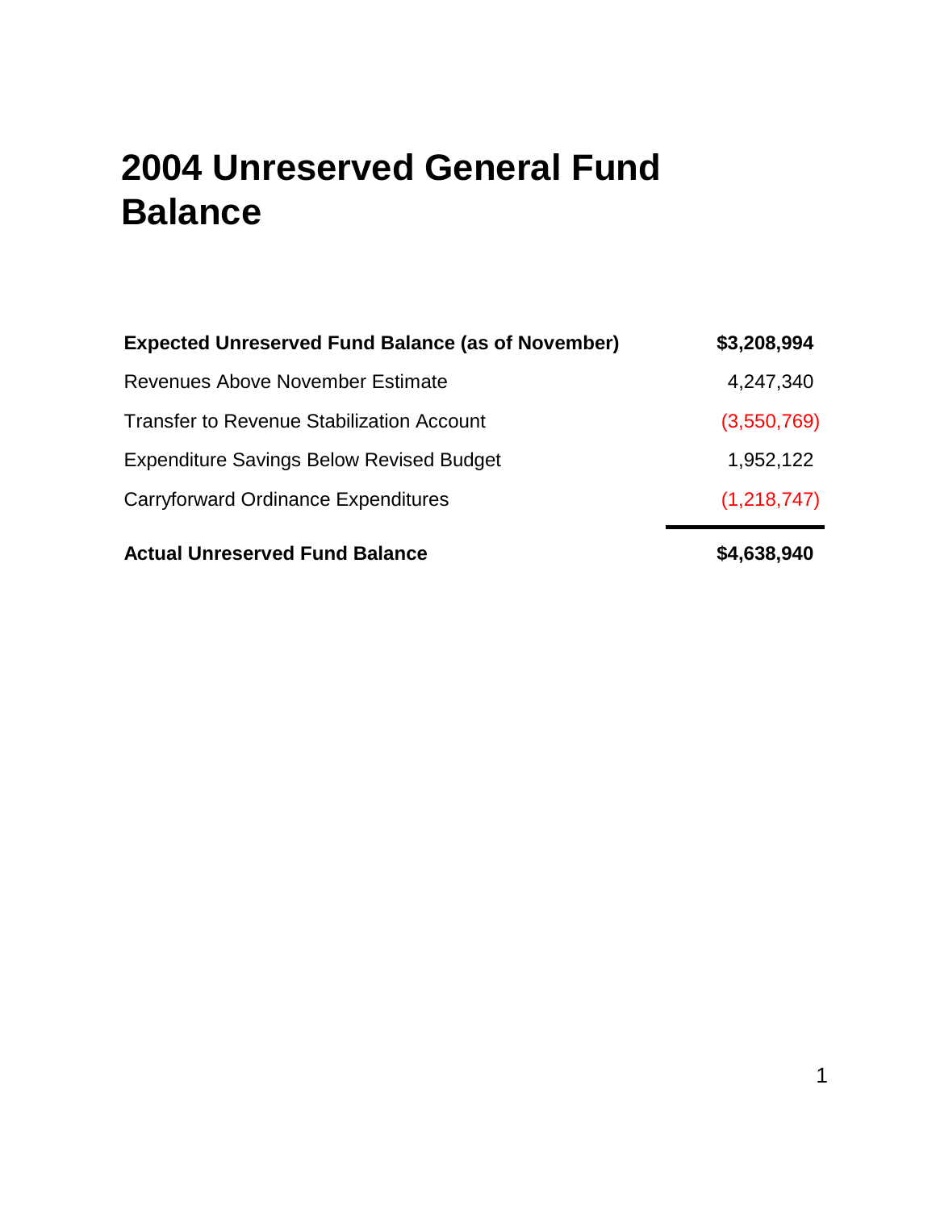# 2004 Unreserved General Fund Balance

| | |
|---|---|
| **Expected Unreserved Fund Balance (as of November)** | **$3,208,994** |
| Revenues Above November Estimate | 4,247,340 |
| Transfer to Revenue Stabilization Account | (3,550,769) |
| Expenditure Savings Below Revised Budget | 1,952,122 |
| Carryforward Ordinance Expenditures | (1,218,747) |
| **Actual Unreserved Fund Balance** | **$4,638,940** |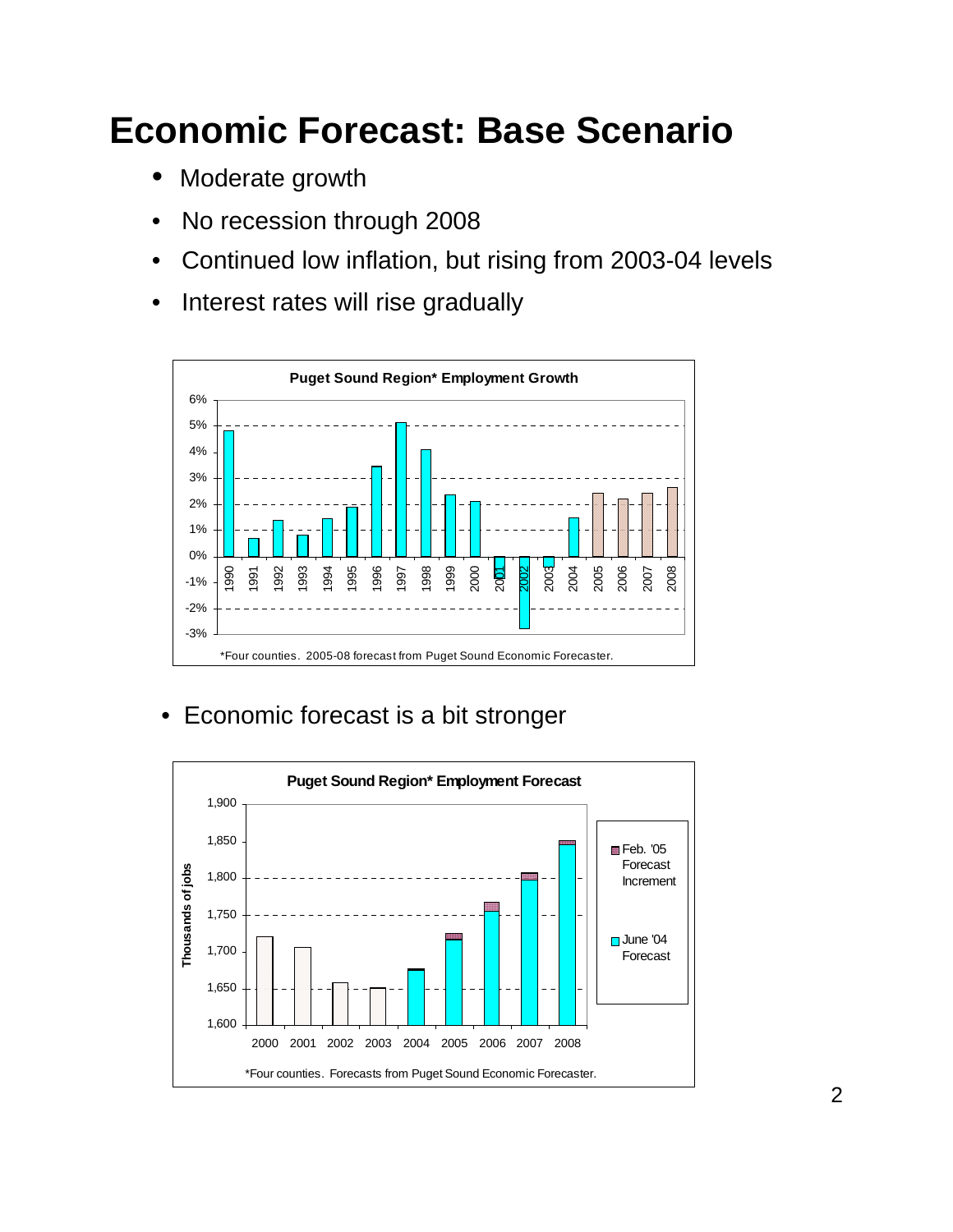# Economic Forecast: Base Scenario

- Moderate growth
- No recession through 2008
- Continued low inflation, but rising from 2003-04 levels
- Interest rates will rise gradually

**Puget Sound Region* Employment Growth**

*Four counties. 2005-08 forecast from Puget Sound Economic Forecaster.

- Economic forecast is a bit stronger

**Puget Sound Region* Employment Forecast**

*Four counties. Forecasts from Puget Sound Economic Forecaster.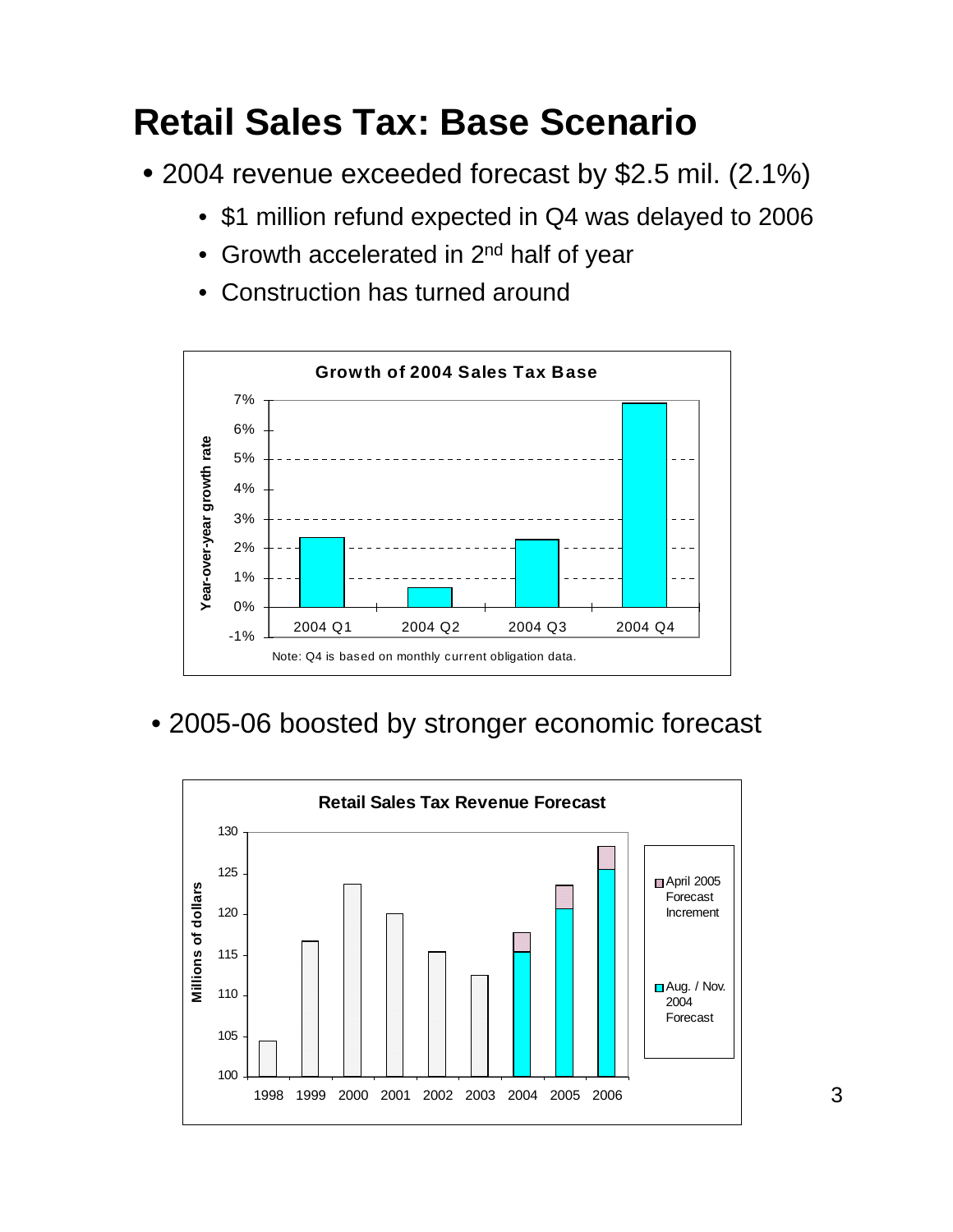# Retail Sales Tax: Base Scenario

- 2004 revenue exceeded forecast by $2.5 mil. (2.1%)
  - $1 million refund expected in Q4 was delayed to 2006
  - Growth accelerated in 2nd half of year
  - Construction has turned around

**Growth of 2004 Sales Tax Base**

Note: Q4 is based on monthly current obligation data.

- 2005-06 boosted by stronger economic forecast

**Retail Sales Tax Revenue Forecast**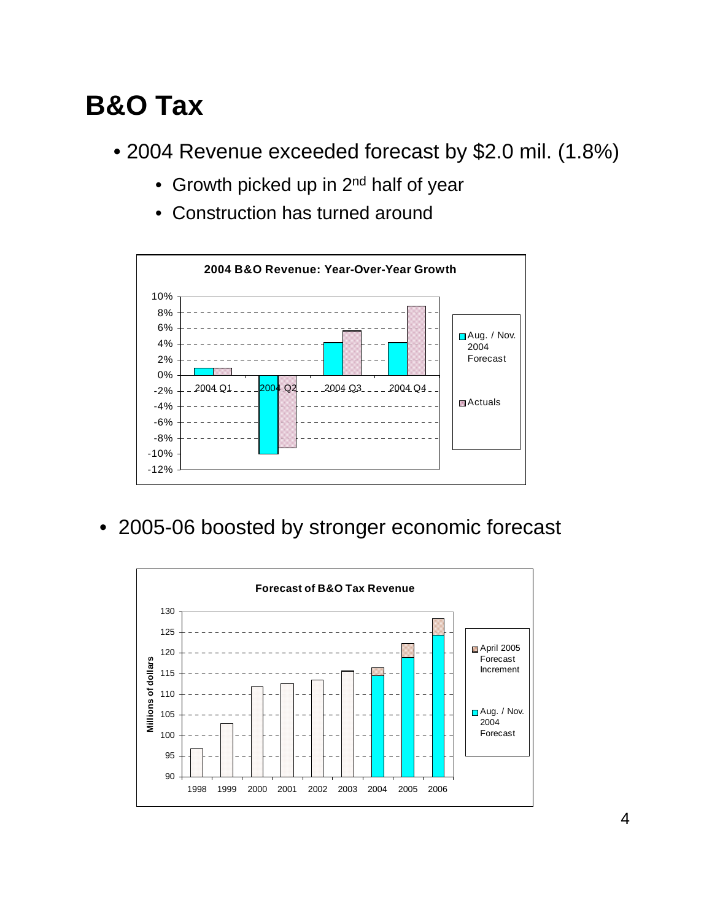# B&O Tax

- 2004 Revenue exceeded forecast by \$2.0 mil. (1.8%)
  - Growth picked up in 2nd half of year
  - Construction has turned around

**2004 B&O Revenue: Year-Over-Year Growth**

- 2005-06 boosted by stronger economic forecast

**Forecast of B&O Tax Revenue**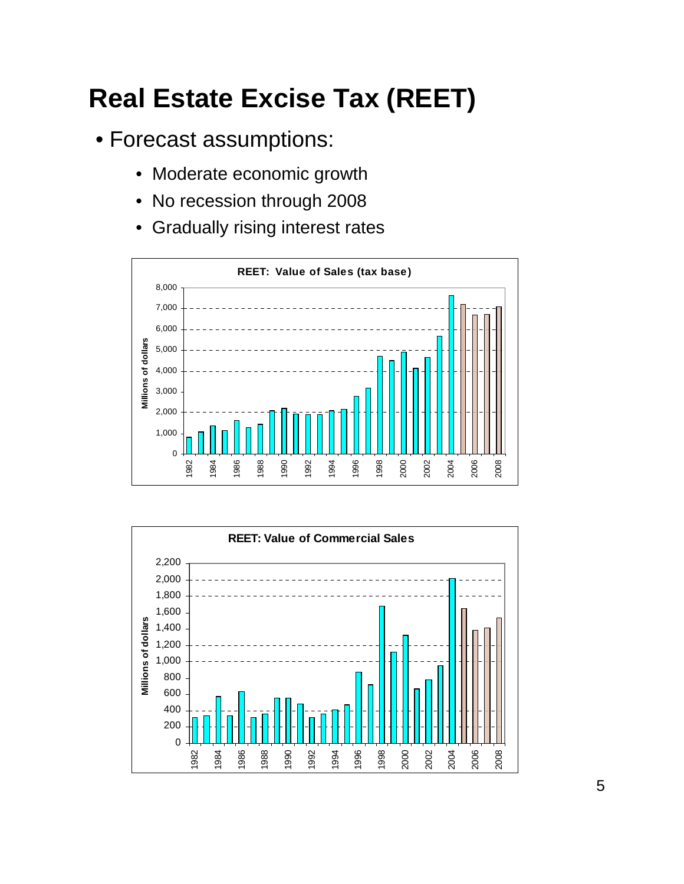# Real Estate Excise Tax (REET)

- Forecast assumptions:
  - Moderate economic growth
  - No recession through 2008
  - Gradually rising interest rates

**REET: Value of Sales (tax base)**

**REET: Value of Commercial Sales**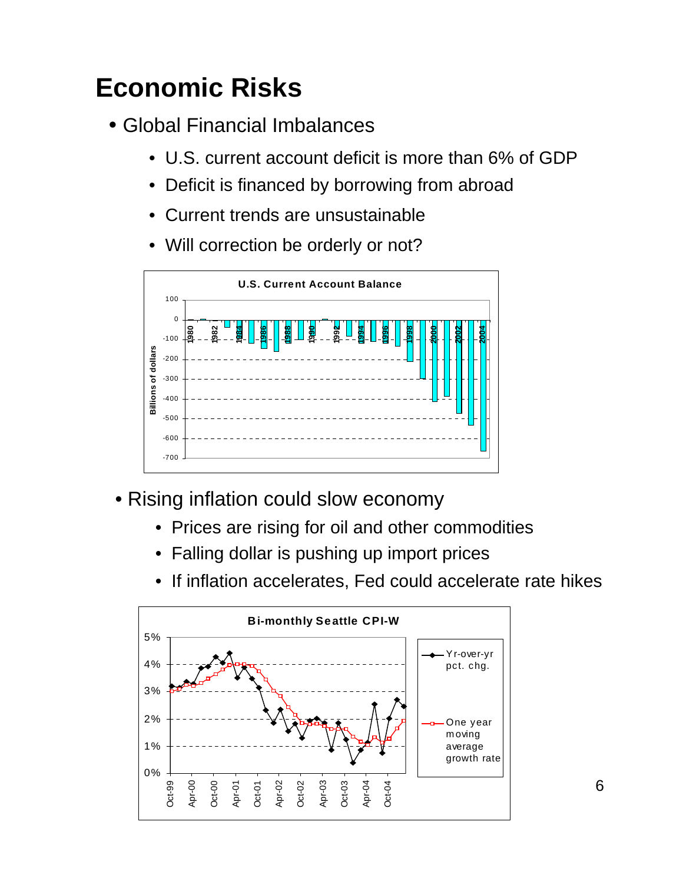# Economic Risks

- Global Financial Imbalances
  - U.S. current account deficit is more than 6% of GDP
  - Deficit is financed by borrowing from abroad
  - Current trends are unsustainable
  - Will correction be orderly or not?

**U.S. Current Account Balance**

- Rising inflation could slow economy
  - Prices are rising for oil and other commodities
  - Falling dollar is pushing up import prices
  - If inflation accelerates, Fed could accelerate rate hikes

**Bi-monthly Seattle CPI-W**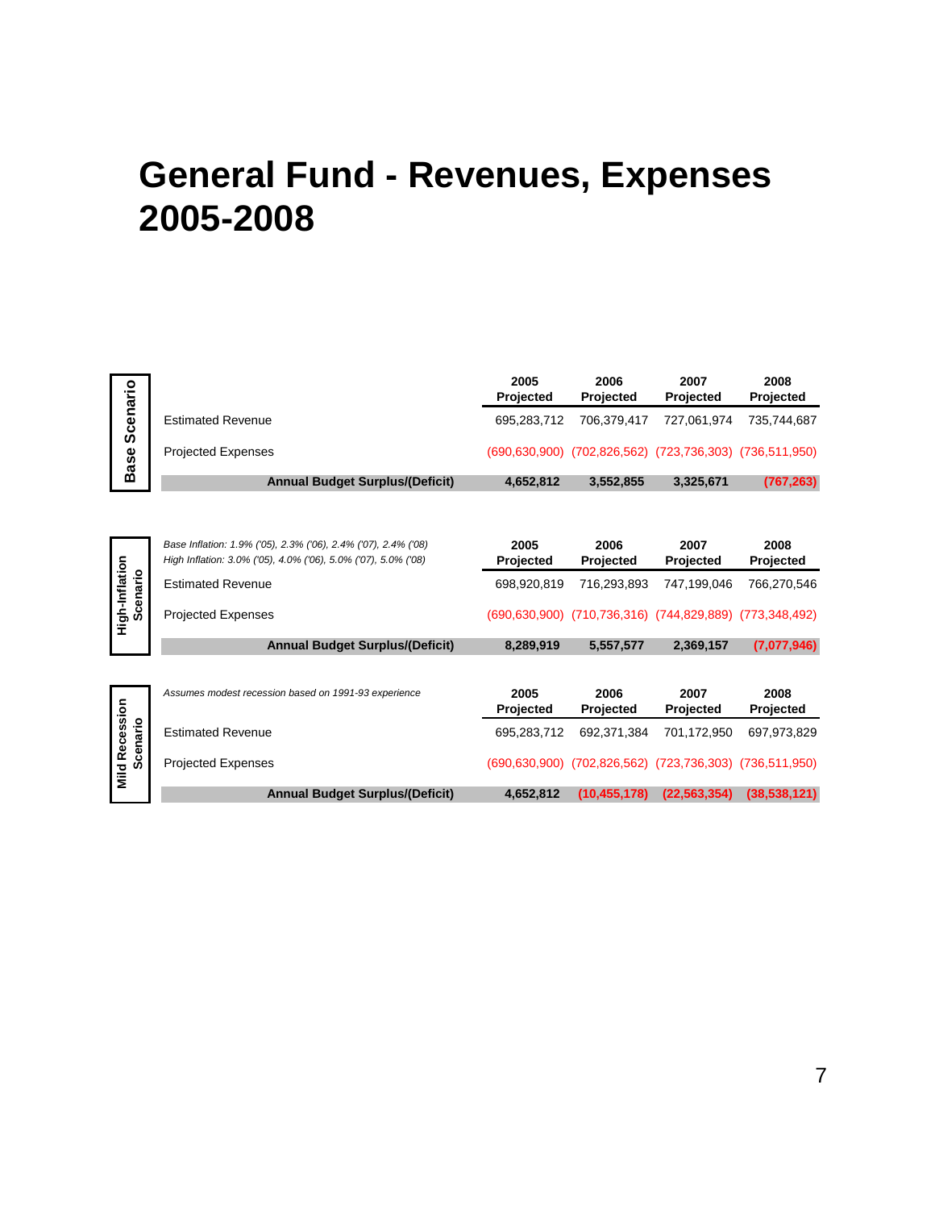# General Fund - Revenues, Expenses 2005-2008

**Base Scenario**

| | 2005 Projected | 2006 Projected | 2007 Projected | 2008 Projected |
|---|---|---|---|---|
| Estimated Revenue | 695,283,712 | 706,379,417 | 727,061,974 | 735,744,687 |
| Projected Expenses | (690,630,900) | (702,826,562) | (723,736,303) | (736,511,950) |
| **Annual Budget Surplus/(Deficit)** | **4,652,812** | **3,552,855** | **3,325,671** | **(767,263)** |

**High-Inflation Scenario**

*Base Inflation: 1.9% ('05), 2.3% ('06), 2.4% ('07), 2.4% ('08)*
*High Inflation: 3.0% ('05), 4.0% ('06), 5.0% ('07), 5.0% ('08)*

| | 2005 Projected | 2006 Projected | 2007 Projected | 2008 Projected |
|---|---|---|---|---|
| Estimated Revenue | 698,920,819 | 716,293,893 | 747,199,046 | 766,270,546 |
| Projected Expenses | (690,630,900) | (710,736,316) | (744,829,889) | (773,348,492) |
| **Annual Budget Surplus/(Deficit)** | **8,289,919** | **5,557,577** | **2,369,157** | **(7,077,946)** |

**Mild Recession Scenario**

*Assumes modest recession based on 1991-93 experience*

| | 2005 Projected | 2006 Projected | 2007 Projected | 2008 Projected |
|---|---|---|---|---|
| Estimated Revenue | 695,283,712 | 692,371,384 | 701,172,950 | 697,973,829 |
| Projected Expenses | (690,630,900) | (702,826,562) | (723,736,303) | (736,511,950) |
| **Annual Budget Surplus/(Deficit)** | **4,652,812** | **(10,455,178)** | **(22,563,354)** | **(38,538,121)** |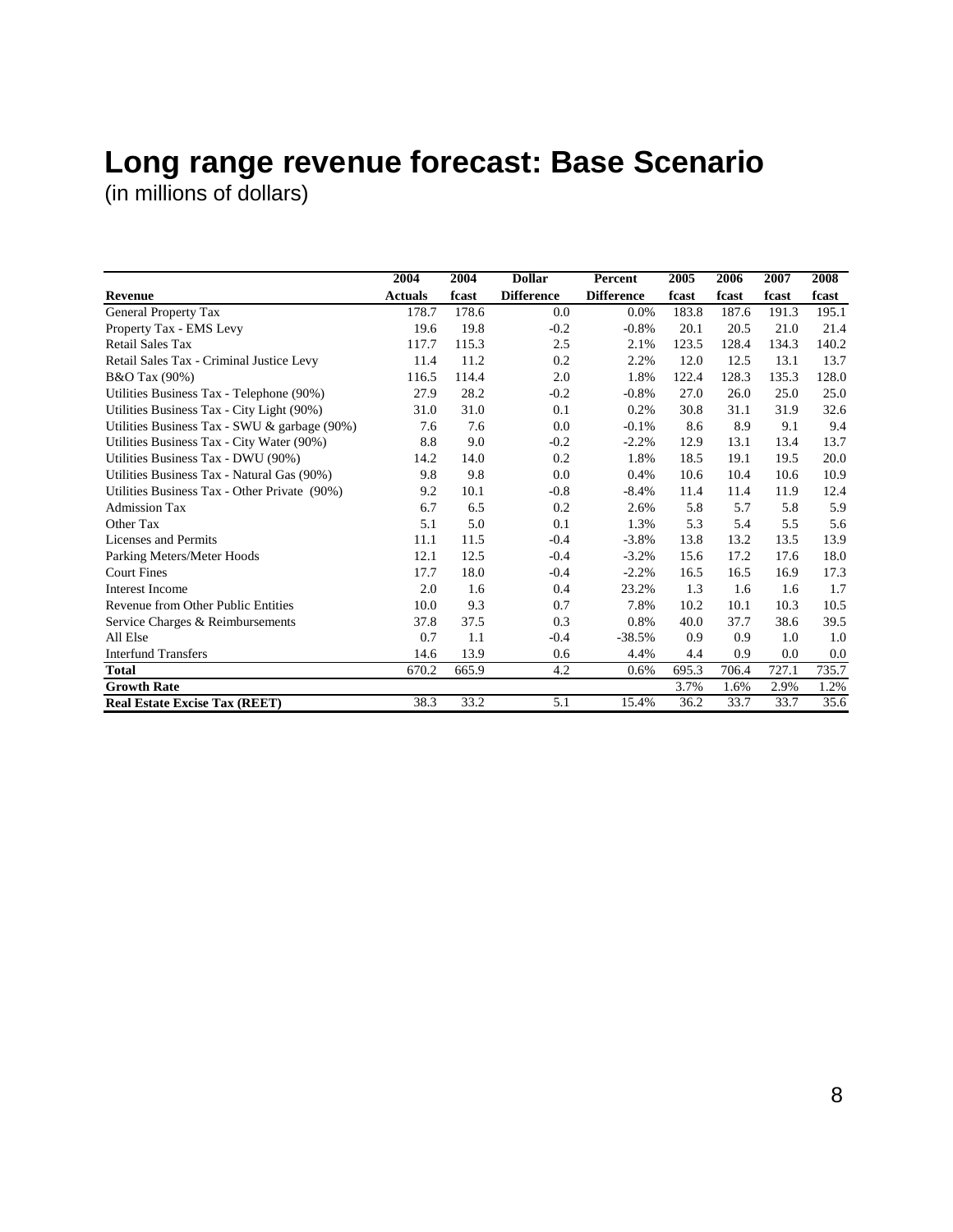# Long range revenue forecast: Base Scenario

(in millions of dollars)

| Revenue | 2004 Actuals | 2004 fcast | Dollar Difference | Percent Difference | 2005 fcast | 2006 fcast | 2007 fcast | 2008 fcast |
|---|---|---|---|---|---|---|---|---|
| General Property Tax | 178.7 | 178.6 | 0.0 | 0.0% | 183.8 | 187.6 | 191.3 | 195.1 |
| Property Tax - EMS Levy | 19.6 | 19.8 | -0.2 | -0.8% | 20.1 | 20.5 | 21.0 | 21.4 |
| Retail Sales Tax | 117.7 | 115.3 | 2.5 | 2.1% | 123.5 | 128.4 | 134.3 | 140.2 |
| Retail Sales Tax - Criminal Justice Levy | 11.4 | 11.2 | 0.2 | 2.2% | 12.0 | 12.5 | 13.1 | 13.7 |
| B&O Tax (90%) | 116.5 | 114.4 | 2.0 | 1.8% | 122.4 | 128.3 | 135.3 | 128.0 |
| Utilities Business Tax - Telephone (90%) | 27.9 | 28.2 | -0.2 | -0.8% | 27.0 | 26.0 | 25.0 | 25.0 |
| Utilities Business Tax - City Light (90%) | 31.0 | 31.0 | 0.1 | 0.2% | 30.8 | 31.1 | 31.9 | 32.6 |
| Utilities Business Tax - SWU & garbage (90%) | 7.6 | 7.6 | 0.0 | -0.1% | 8.6 | 8.9 | 9.1 | 9.4 |
| Utilities Business Tax - City Water (90%) | 8.8 | 9.0 | -0.2 | -2.2% | 12.9 | 13.1 | 13.4 | 13.7 |
| Utilities Business Tax - DWU (90%) | 14.2 | 14.0 | 0.2 | 1.8% | 18.5 | 19.1 | 19.5 | 20.0 |
| Utilities Business Tax - Natural Gas (90%) | 9.8 | 9.8 | 0.0 | 0.4% | 10.6 | 10.4 | 10.6 | 10.9 |
| Utilities Business Tax - Other Private (90%) | 9.2 | 10.1 | -0.8 | -8.4% | 11.4 | 11.4 | 11.9 | 12.4 |
| Admission Tax | 6.7 | 6.5 | 0.2 | 2.6% | 5.8 | 5.7 | 5.8 | 5.9 |
| Other Tax | 5.1 | 5.0 | 0.1 | 1.3% | 5.3 | 5.4 | 5.5 | 5.6 |
| Licenses and Permits | 11.1 | 11.5 | -0.4 | -3.8% | 13.8 | 13.2 | 13.5 | 13.9 |
| Parking Meters/Meter Hoods | 12.1 | 12.5 | -0.4 | -3.2% | 15.6 | 17.2 | 17.6 | 18.0 |
| Court Fines | 17.7 | 18.0 | -0.4 | -2.2% | 16.5 | 16.5 | 16.9 | 17.3 |
| Interest Income | 2.0 | 1.6 | 0.4 | 23.2% | 1.3 | 1.6 | 1.6 | 1.7 |
| Revenue from Other Public Entities | 10.0 | 9.3 | 0.7 | 7.8% | 10.2 | 10.1 | 10.3 | 10.5 |
| Service Charges & Reimbursements | 37.8 | 37.5 | 0.3 | 0.8% | 40.0 | 37.7 | 38.6 | 39.5 |
| All Else | 0.7 | 1.1 | -0.4 | -38.5% | 0.9 | 0.9 | 1.0 | 1.0 |
| Interfund Transfers | 14.6 | 13.9 | 0.6 | 4.4% | 4.4 | 0.9 | 0.0 | 0.0 |
| **Total** | 670.2 | 665.9 | 4.2 | 0.6% | 695.3 | 706.4 | 727.1 | 735.7 |
| **Growth Rate** | | | | | 3.7% | 1.6% | 2.9% | 1.2% |
| **Real Estate Excise Tax (REET)** | 38.3 | 33.2 | 5.1 | 15.4% | 36.2 | 33.7 | 33.7 | 35.6 |